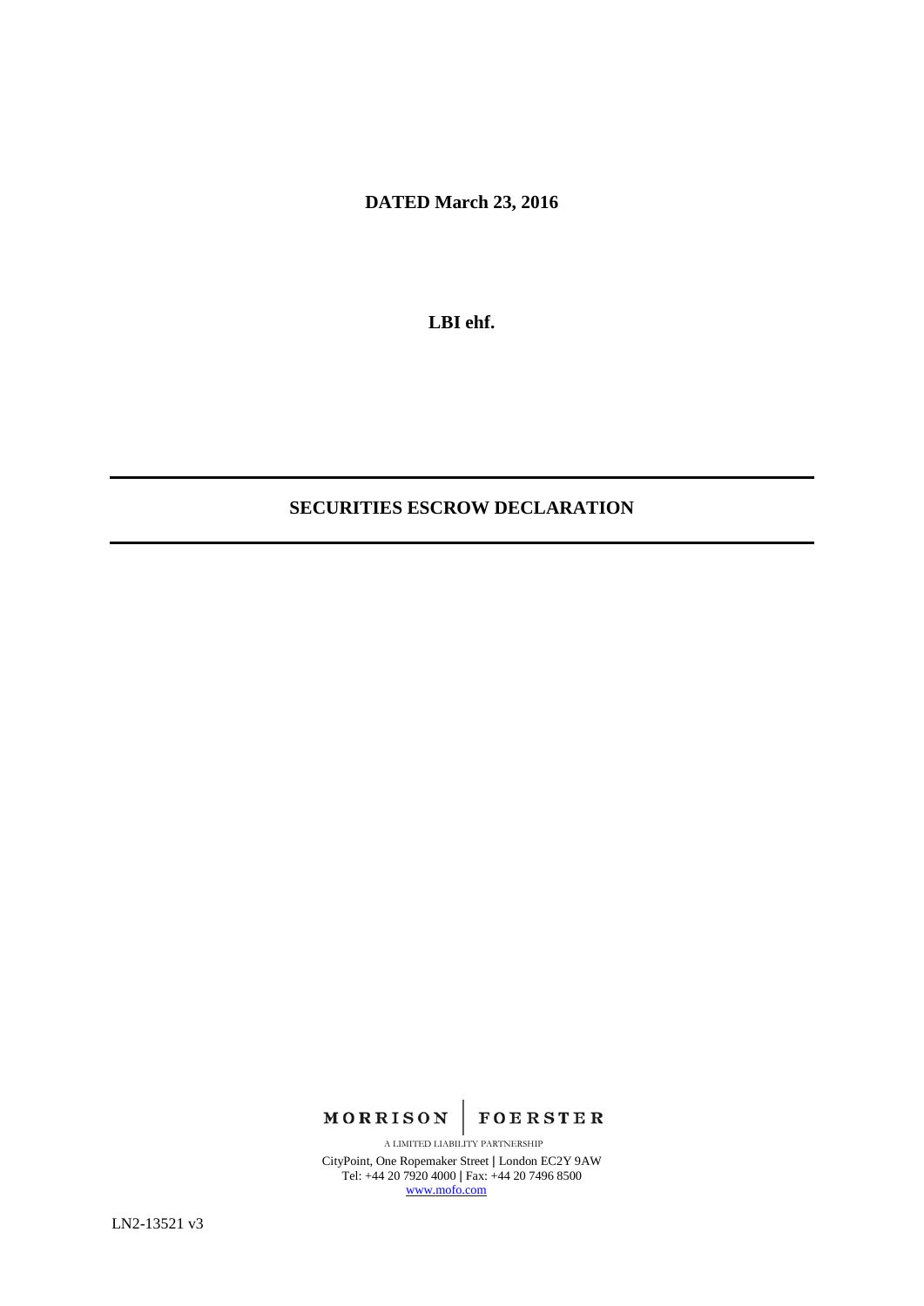**DATED March 23, 2016**

**LBI ehf.**

---

## SECURITIES ESCROW DECLARATION

---

MORRISON | FOERSTER

A LIMITED LIABILITY PARTNERSHIP

CityPoint, One Ropemaker Street | London EC2Y 9AW
Tel: +44 20 7920 4000 | Fax: +44 20 7496 8500
www.mofo.com

LN2-13521 v3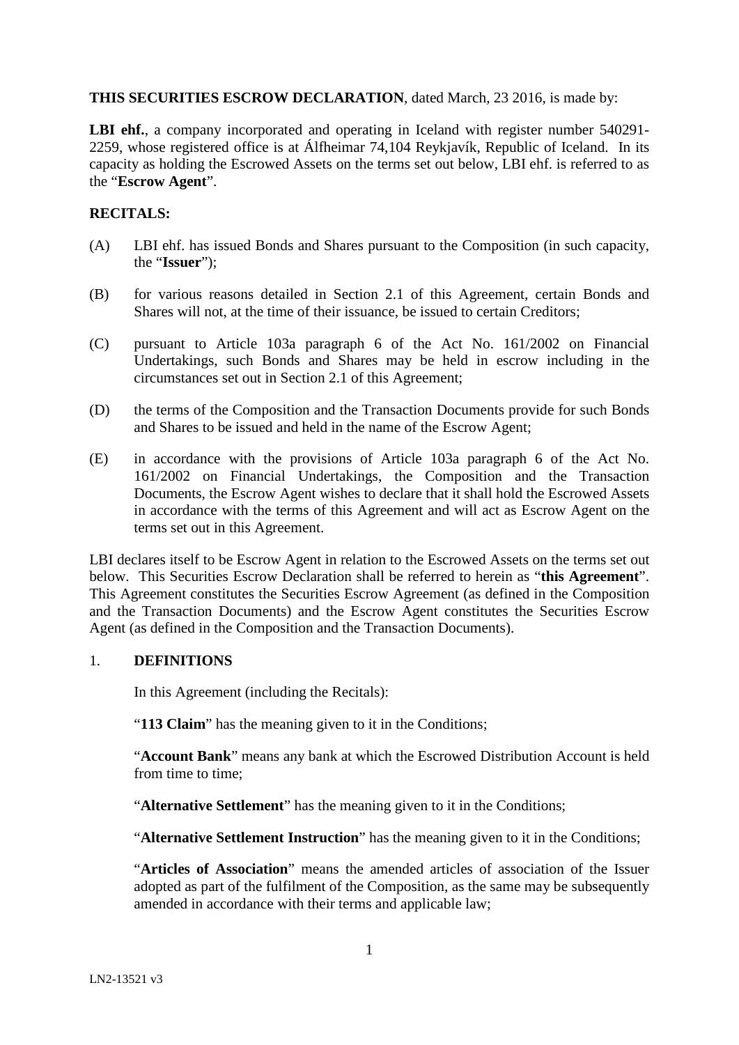**THIS SECURITIES ESCROW DECLARATION**, dated March, 23 2016, is made by:

**LBI ehf.**, a company incorporated and operating in Iceland with register number 540291-2259, whose registered office is at Álfheimar 74,104 Reykjavík, Republic of Iceland. In its capacity as holding the Escrowed Assets on the terms set out below, LBI ehf. is referred to as the "**Escrow Agent**".

**RECITALS:**

(A) LBI ehf. has issued Bonds and Shares pursuant to the Composition (in such capacity, the "**Issuer**");

(B) for various reasons detailed in Section 2.1 of this Agreement, certain Bonds and Shares will not, at the time of their issuance, be issued to certain Creditors;

(C) pursuant to Article 103a paragraph 6 of the Act No. 161/2002 on Financial Undertakings, such Bonds and Shares may be held in escrow including in the circumstances set out in Section 2.1 of this Agreement;

(D) the terms of the Composition and the Transaction Documents provide for such Bonds and Shares to be issued and held in the name of the Escrow Agent;

(E) in accordance with the provisions of Article 103a paragraph 6 of the Act No. 161/2002 on Financial Undertakings, the Composition and the Transaction Documents, the Escrow Agent wishes to declare that it shall hold the Escrowed Assets in accordance with the terms of this Agreement and will act as Escrow Agent on the terms set out in this Agreement.

LBI declares itself to be Escrow Agent in relation to the Escrowed Assets on the terms set out below. This Securities Escrow Declaration shall be referred to herein as "**this Agreement**". This Agreement constitutes the Securities Escrow Agreement (as defined in the Composition and the Transaction Documents) and the Escrow Agent constitutes the Securities Escrow Agent (as defined in the Composition and the Transaction Documents).

## 1. DEFINITIONS

In this Agreement (including the Recitals):

"**113 Claim**" has the meaning given to it in the Conditions;

"**Account Bank**" means any bank at which the Escrowed Distribution Account is held from time to time;

"**Alternative Settlement**" has the meaning given to it in the Conditions;

"**Alternative Settlement Instruction**" has the meaning given to it in the Conditions;

"**Articles of Association**" means the amended articles of association of the Issuer adopted as part of the fulfilment of the Composition, as the same may be subsequently amended in accordance with their terms and applicable law;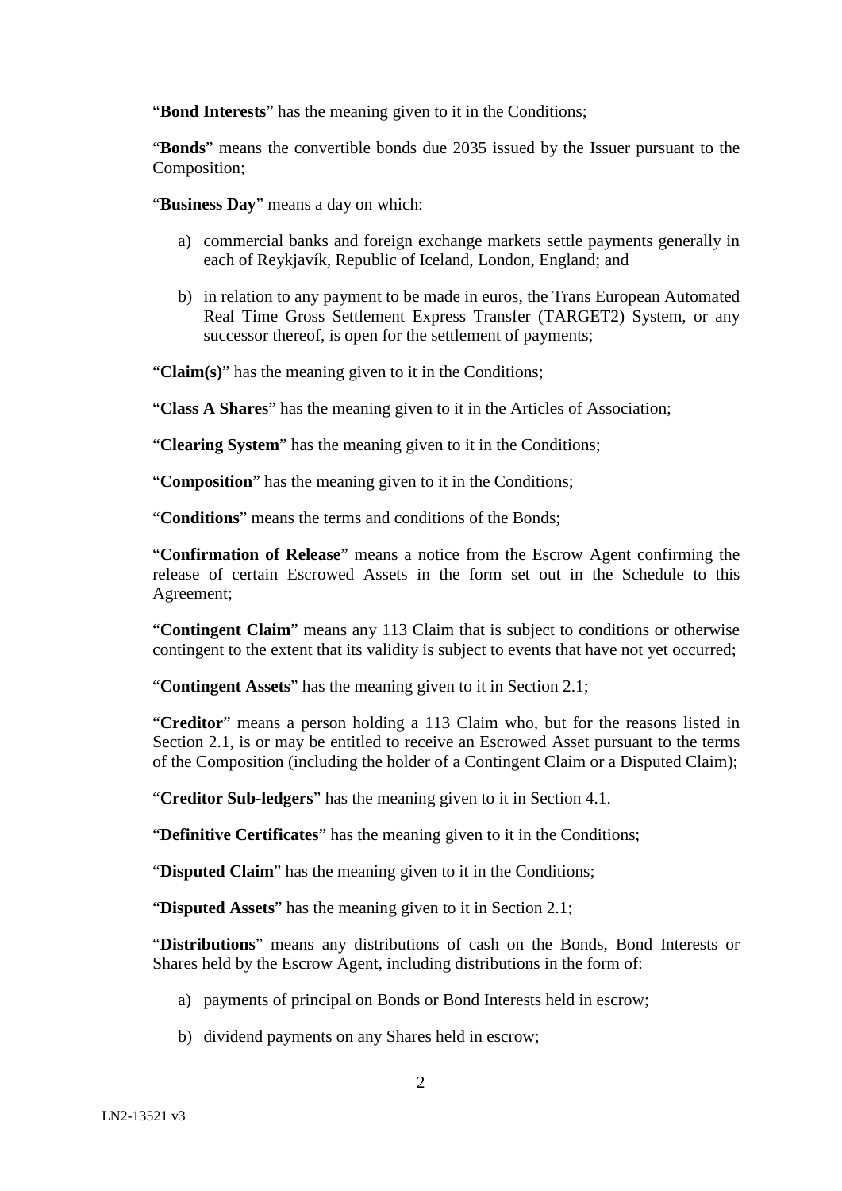"**Bond Interests**" has the meaning given to it in the Conditions;

"**Bonds**" means the convertible bonds due 2035 issued by the Issuer pursuant to the Composition;

"**Business Day**" means a day on which:

a) commercial banks and foreign exchange markets settle payments generally in each of Reykjavík, Republic of Iceland, London, England; and

b) in relation to any payment to be made in euros, the Trans European Automated Real Time Gross Settlement Express Transfer (TARGET2) System, or any successor thereof, is open for the settlement of payments;

"**Claim(s)**" has the meaning given to it in the Conditions;

"**Class A Shares**" has the meaning given to it in the Articles of Association;

"**Clearing System**" has the meaning given to it in the Conditions;

"**Composition**" has the meaning given to it in the Conditions;

"**Conditions**" means the terms and conditions of the Bonds;

"**Confirmation of Release**" means a notice from the Escrow Agent confirming the release of certain Escrowed Assets in the form set out in the Schedule to this Agreement;

"**Contingent Claim**" means any 113 Claim that is subject to conditions or otherwise contingent to the extent that its validity is subject to events that have not yet occurred;

"**Contingent Assets**" has the meaning given to it in Section 2.1;

"**Creditor**" means a person holding a 113 Claim who, but for the reasons listed in Section 2.1, is or may be entitled to receive an Escrowed Asset pursuant to the terms of the Composition (including the holder of a Contingent Claim or a Disputed Claim);

"**Creditor Sub-ledgers**" has the meaning given to it in Section 4.1.

"**Definitive Certificates**" has the meaning given to it in the Conditions;

"**Disputed Claim**" has the meaning given to it in the Conditions;

"**Disputed Assets**" has the meaning given to it in Section 2.1;

"**Distributions**" means any distributions of cash on the Bonds, Bond Interests or Shares held by the Escrow Agent, including distributions in the form of:

a) payments of principal on Bonds or Bond Interests held in escrow;

b) dividend payments on any Shares held in escrow;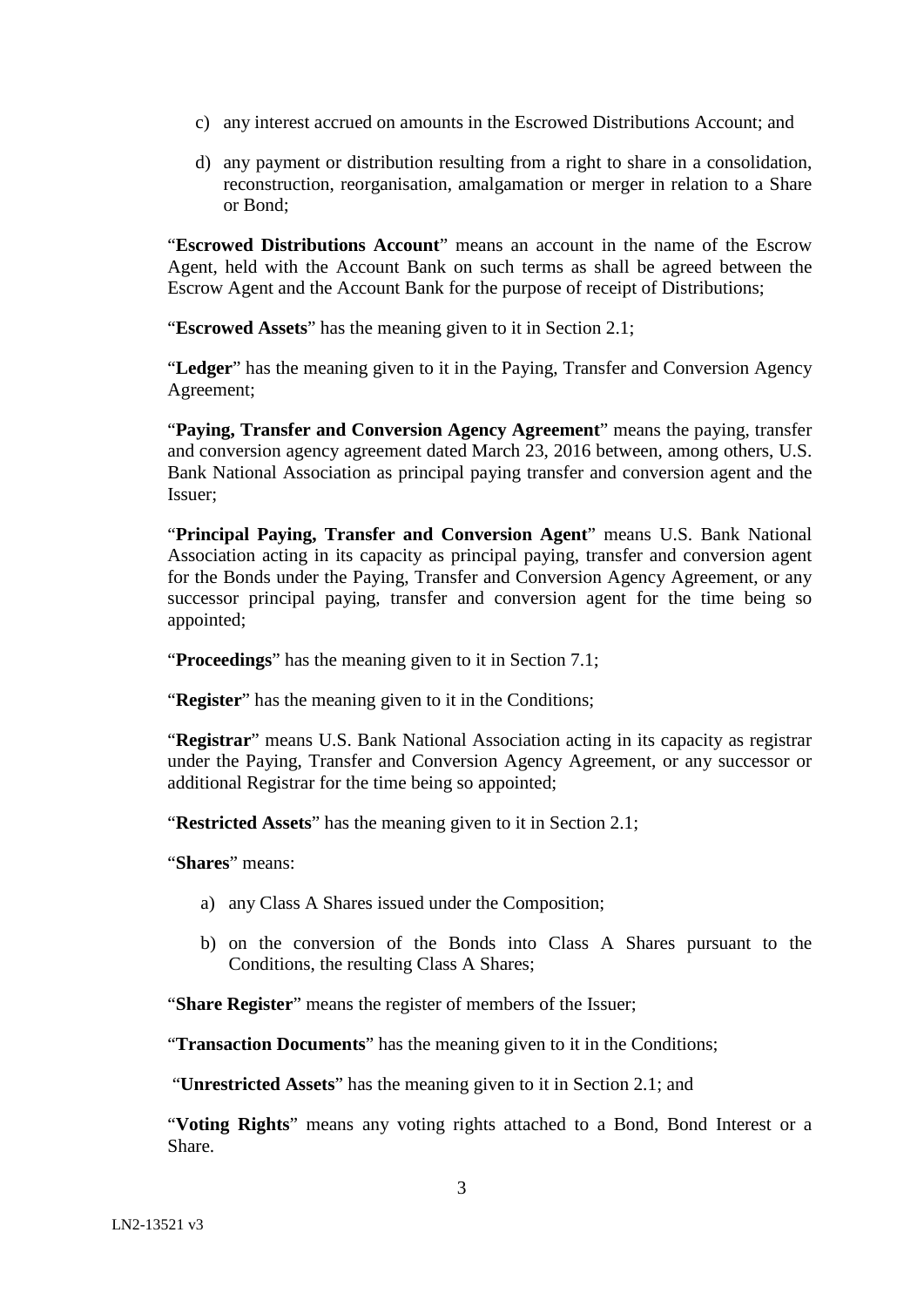c) any interest accrued on amounts in the Escrowed Distributions Account; and

d) any payment or distribution resulting from a right to share in a consolidation, reconstruction, reorganisation, amalgamation or merger in relation to a Share or Bond;

"**Escrowed Distributions Account**" means an account in the name of the Escrow Agent, held with the Account Bank on such terms as shall be agreed between the Escrow Agent and the Account Bank for the purpose of receipt of Distributions;

"**Escrowed Assets**" has the meaning given to it in Section 2.1;

"**Ledger**" has the meaning given to it in the Paying, Transfer and Conversion Agency Agreement;

"**Paying, Transfer and Conversion Agency Agreement**" means the paying, transfer and conversion agency agreement dated March 23, 2016 between, among others, U.S. Bank National Association as principal paying transfer and conversion agent and the Issuer;

"**Principal Paying, Transfer and Conversion Agent**" means U.S. Bank National Association acting in its capacity as principal paying, transfer and conversion agent for the Bonds under the Paying, Transfer and Conversion Agency Agreement, or any successor principal paying, transfer and conversion agent for the time being so appointed;

"**Proceedings**" has the meaning given to it in Section 7.1;

"**Register**" has the meaning given to it in the Conditions;

"**Registrar**" means U.S. Bank National Association acting in its capacity as registrar under the Paying, Transfer and Conversion Agency Agreement, or any successor or additional Registrar for the time being so appointed;

"**Restricted Assets**" has the meaning given to it in Section 2.1;

"**Shares**" means:

a) any Class A Shares issued under the Composition;

b) on the conversion of the Bonds into Class A Shares pursuant to the Conditions, the resulting Class A Shares;

"**Share Register**" means the register of members of the Issuer;

"**Transaction Documents**" has the meaning given to it in the Conditions;

"**Unrestricted Assets**" has the meaning given to it in Section 2.1; and

"**Voting Rights**" means any voting rights attached to a Bond, Bond Interest or a Share.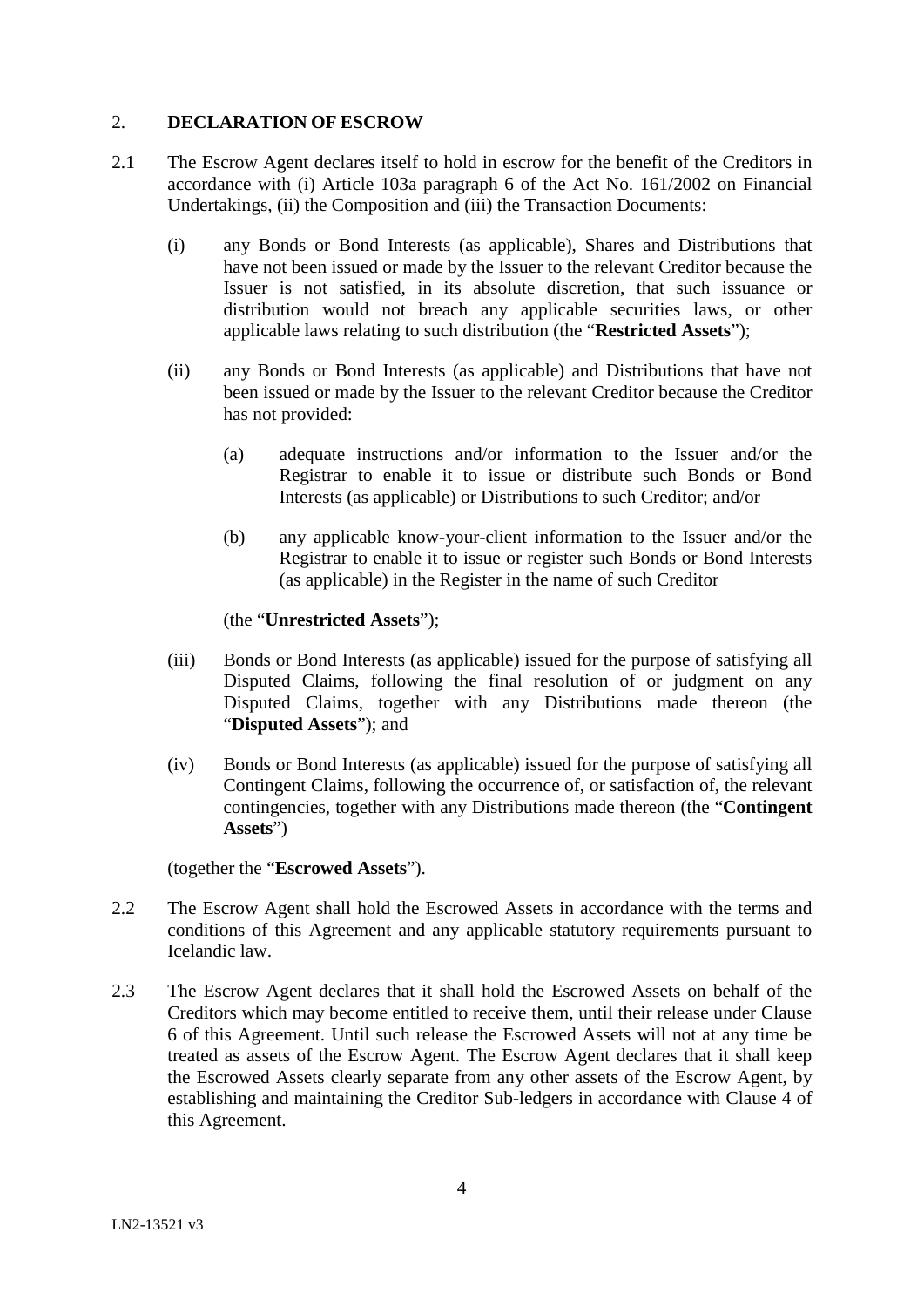## 2. DECLARATION OF ESCROW

2.1 The Escrow Agent declares itself to hold in escrow for the benefit of the Creditors in accordance with (i) Article 103a paragraph 6 of the Act No. 161/2002 on Financial Undertakings, (ii) the Composition and (iii) the Transaction Documents:

(i) any Bonds or Bond Interests (as applicable), Shares and Distributions that have not been issued or made by the Issuer to the relevant Creditor because the Issuer is not satisfied, in its absolute discretion, that such issuance or distribution would not breach any applicable securities laws, or other applicable laws relating to such distribution (the "**Restricted Assets**");

(ii) any Bonds or Bond Interests (as applicable) and Distributions that have not been issued or made by the Issuer to the relevant Creditor because the Creditor has not provided:

(a) adequate instructions and/or information to the Issuer and/or the Registrar to enable it to issue or distribute such Bonds or Bond Interests (as applicable) or Distributions to such Creditor; and/or

(b) any applicable know-your-client information to the Issuer and/or the Registrar to enable it to issue or register such Bonds or Bond Interests (as applicable) in the Register in the name of such Creditor

(the "**Unrestricted Assets**");

(iii) Bonds or Bond Interests (as applicable) issued for the purpose of satisfying all Disputed Claims, following the final resolution of or judgment on any Disputed Claims, together with any Distributions made thereon (the "**Disputed Assets**"); and

(iv) Bonds or Bond Interests (as applicable) issued for the purpose of satisfying all Contingent Claims, following the occurrence of, or satisfaction of, the relevant contingencies, together with any Distributions made thereon (the "**Contingent Assets**")

(together the "**Escrowed Assets**").

2.2 The Escrow Agent shall hold the Escrowed Assets in accordance with the terms and conditions of this Agreement and any applicable statutory requirements pursuant to Icelandic law.

2.3 The Escrow Agent declares that it shall hold the Escrowed Assets on behalf of the Creditors which may become entitled to receive them, until their release under Clause 6 of this Agreement. Until such release the Escrowed Assets will not at any time be treated as assets of the Escrow Agent. The Escrow Agent declares that it shall keep the Escrowed Assets clearly separate from any other assets of the Escrow Agent, by establishing and maintaining the Creditor Sub-ledgers in accordance with Clause 4 of this Agreement.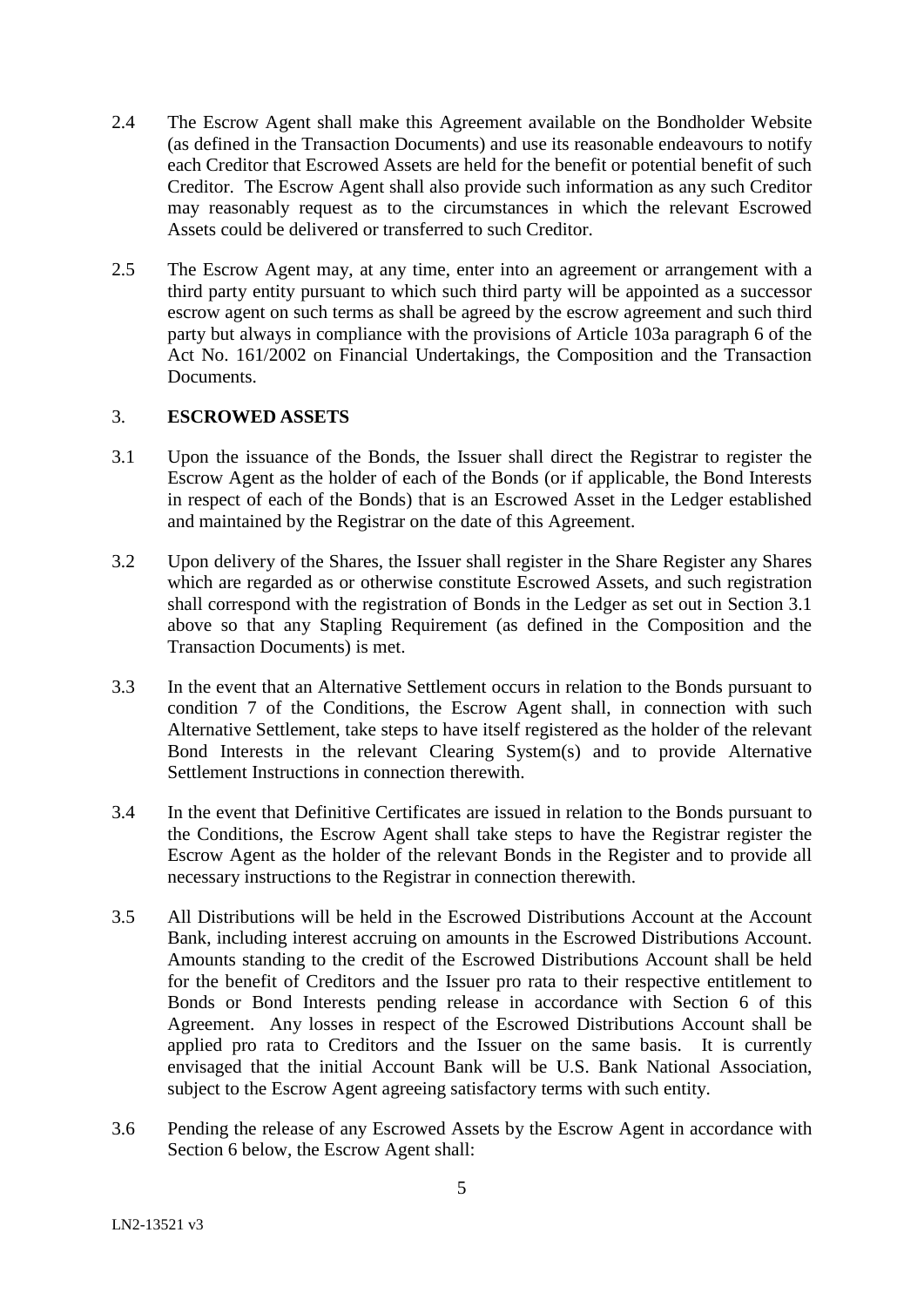2.4 The Escrow Agent shall make this Agreement available on the Bondholder Website (as defined in the Transaction Documents) and use its reasonable endeavours to notify each Creditor that Escrowed Assets are held for the benefit or potential benefit of such Creditor. The Escrow Agent shall also provide such information as any such Creditor may reasonably request as to the circumstances in which the relevant Escrowed Assets could be delivered or transferred to such Creditor.

2.5 The Escrow Agent may, at any time, enter into an agreement or arrangement with a third party entity pursuant to which such third party will be appointed as a successor escrow agent on such terms as shall be agreed by the escrow agreement and such third party but always in compliance with the provisions of Article 103a paragraph 6 of the Act No. 161/2002 on Financial Undertakings, the Composition and the Transaction Documents.

## 3. ESCROWED ASSETS

3.1 Upon the issuance of the Bonds, the Issuer shall direct the Registrar to register the Escrow Agent as the holder of each of the Bonds (or if applicable, the Bond Interests in respect of each of the Bonds) that is an Escrowed Asset in the Ledger established and maintained by the Registrar on the date of this Agreement.

3.2 Upon delivery of the Shares, the Issuer shall register in the Share Register any Shares which are regarded as or otherwise constitute Escrowed Assets, and such registration shall correspond with the registration of Bonds in the Ledger as set out in Section 3.1 above so that any Stapling Requirement (as defined in the Composition and the Transaction Documents) is met.

3.3 In the event that an Alternative Settlement occurs in relation to the Bonds pursuant to condition 7 of the Conditions, the Escrow Agent shall, in connection with such Alternative Settlement, take steps to have itself registered as the holder of the relevant Bond Interests in the relevant Clearing System(s) and to provide Alternative Settlement Instructions in connection therewith.

3.4 In the event that Definitive Certificates are issued in relation to the Bonds pursuant to the Conditions, the Escrow Agent shall take steps to have the Registrar register the Escrow Agent as the holder of the relevant Bonds in the Register and to provide all necessary instructions to the Registrar in connection therewith.

3.5 All Distributions will be held in the Escrowed Distributions Account at the Account Bank, including interest accruing on amounts in the Escrowed Distributions Account. Amounts standing to the credit of the Escrowed Distributions Account shall be held for the benefit of Creditors and the Issuer pro rata to their respective entitlement to Bonds or Bond Interests pending release in accordance with Section 6 of this Agreement. Any losses in respect of the Escrowed Distributions Account shall be applied pro rata to Creditors and the Issuer on the same basis. It is currently envisaged that the initial Account Bank will be U.S. Bank National Association, subject to the Escrow Agent agreeing satisfactory terms with such entity.

3.6 Pending the release of any Escrowed Assets by the Escrow Agent in accordance with Section 6 below, the Escrow Agent shall: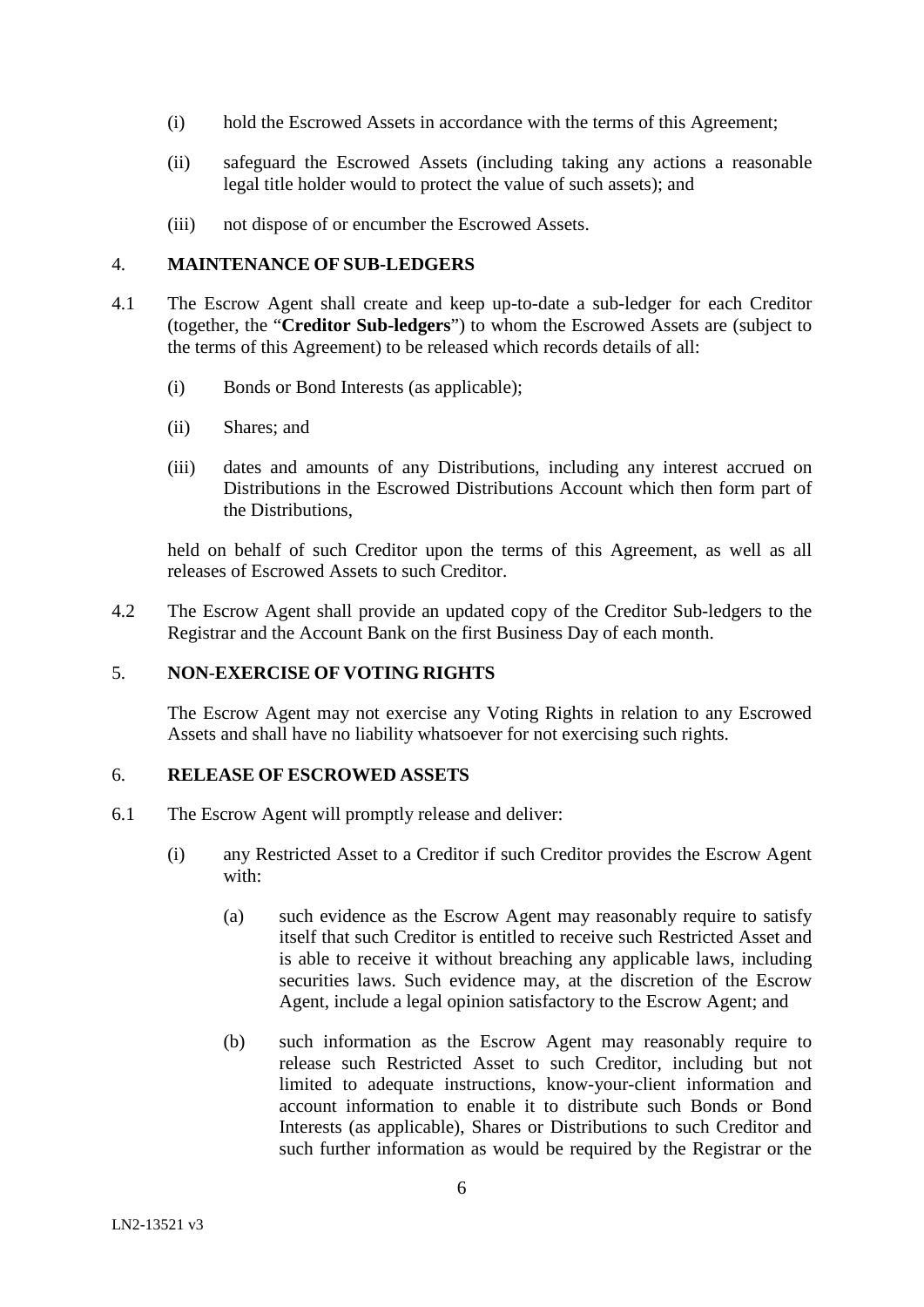(i) hold the Escrowed Assets in accordance with the terms of this Agreement;

(ii) safeguard the Escrowed Assets (including taking any actions a reasonable legal title holder would to protect the value of such assets); and

(iii) not dispose of or encumber the Escrowed Assets.

## 4. MAINTENANCE OF SUB-LEDGERS

4.1 The Escrow Agent shall create and keep up-to-date a sub-ledger for each Creditor (together, the "**Creditor Sub-ledgers**") to whom the Escrowed Assets are (subject to the terms of this Agreement) to be released which records details of all:

(i) Bonds or Bond Interests (as applicable);

(ii) Shares; and

(iii) dates and amounts of any Distributions, including any interest accrued on Distributions in the Escrowed Distributions Account which then form part of the Distributions,

held on behalf of such Creditor upon the terms of this Agreement, as well as all releases of Escrowed Assets to such Creditor.

4.2 The Escrow Agent shall provide an updated copy of the Creditor Sub-ledgers to the Registrar and the Account Bank on the first Business Day of each month.

## 5. NON-EXERCISE OF VOTING RIGHTS

The Escrow Agent may not exercise any Voting Rights in relation to any Escrowed Assets and shall have no liability whatsoever for not exercising such rights.

## 6. RELEASE OF ESCROWED ASSETS

6.1 The Escrow Agent will promptly release and deliver:

(i) any Restricted Asset to a Creditor if such Creditor provides the Escrow Agent with:

(a) such evidence as the Escrow Agent may reasonably require to satisfy itself that such Creditor is entitled to receive such Restricted Asset and is able to receive it without breaching any applicable laws, including securities laws. Such evidence may, at the discretion of the Escrow Agent, include a legal opinion satisfactory to the Escrow Agent; and

(b) such information as the Escrow Agent may reasonably require to release such Restricted Asset to such Creditor, including but not limited to adequate instructions, know-your-client information and account information to enable it to distribute such Bonds or Bond Interests (as applicable), Shares or Distributions to such Creditor and such further information as would be required by the Registrar or the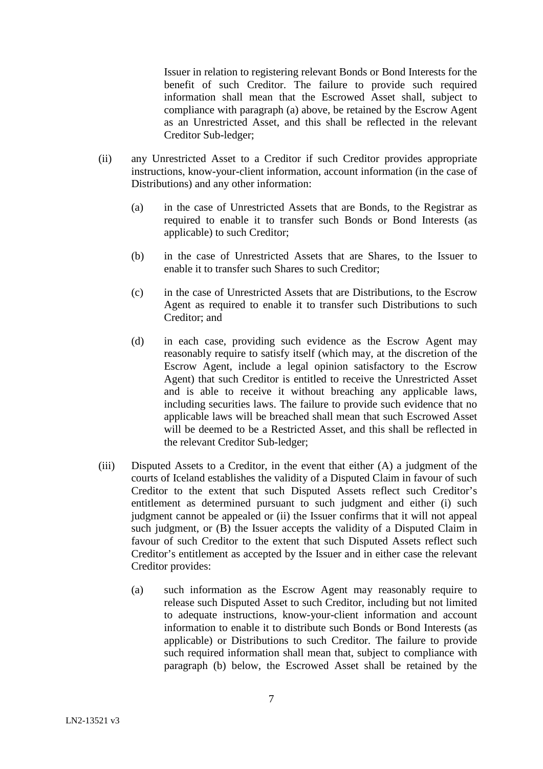Issuer in relation to registering relevant Bonds or Bond Interests for the benefit of such Creditor. The failure to provide such required information shall mean that the Escrowed Asset shall, subject to compliance with paragraph (a) above, be retained by the Escrow Agent as an Unrestricted Asset, and this shall be reflected in the relevant Creditor Sub-ledger;

(ii) any Unrestricted Asset to a Creditor if such Creditor provides appropriate instructions, know-your-client information, account information (in the case of Distributions) and any other information:

   (a) in the case of Unrestricted Assets that are Bonds, to the Registrar as required to enable it to transfer such Bonds or Bond Interests (as applicable) to such Creditor;

   (b) in the case of Unrestricted Assets that are Shares, to the Issuer to enable it to transfer such Shares to such Creditor;

   (c) in the case of Unrestricted Assets that are Distributions, to the Escrow Agent as required to enable it to transfer such Distributions to such Creditor; and

   (d) in each case, providing such evidence as the Escrow Agent may reasonably require to satisfy itself (which may, at the discretion of the Escrow Agent, include a legal opinion satisfactory to the Escrow Agent) that such Creditor is entitled to receive the Unrestricted Asset and is able to receive it without breaching any applicable laws, including securities laws. The failure to provide such evidence that no applicable laws will be breached shall mean that such Escrowed Asset will be deemed to be a Restricted Asset, and this shall be reflected in the relevant Creditor Sub-ledger;

(iii) Disputed Assets to a Creditor, in the event that either (A) a judgment of the courts of Iceland establishes the validity of a Disputed Claim in favour of such Creditor to the extent that such Disputed Assets reflect such Creditor's entitlement as determined pursuant to such judgment and either (i) such judgment cannot be appealed or (ii) the Issuer confirms that it will not appeal such judgment, or (B) the Issuer accepts the validity of a Disputed Claim in favour of such Creditor to the extent that such Disputed Assets reflect such Creditor's entitlement as accepted by the Issuer and in either case the relevant Creditor provides:

   (a) such information as the Escrow Agent may reasonably require to release such Disputed Asset to such Creditor, including but not limited to adequate instructions, know-your-client information and account information to enable it to distribute such Bonds or Bond Interests (as applicable) or Distributions to such Creditor. The failure to provide such required information shall mean that, subject to compliance with paragraph (b) below, the Escrowed Asset shall be retained by the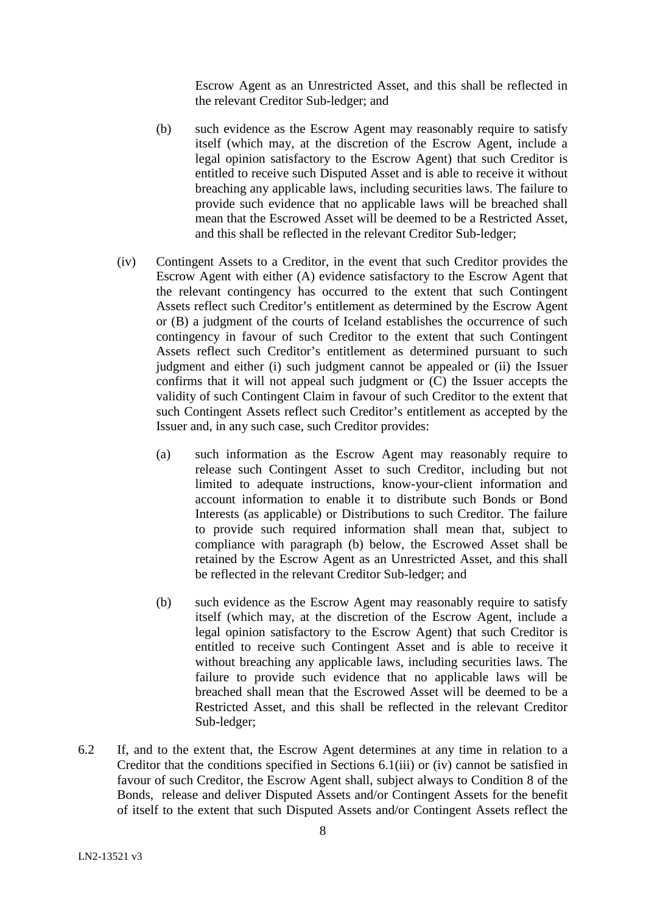Escrow Agent as an Unrestricted Asset, and this shall be reflected in the relevant Creditor Sub-ledger; and

(b) such evidence as the Escrow Agent may reasonably require to satisfy itself (which may, at the discretion of the Escrow Agent, include a legal opinion satisfactory to the Escrow Agent) that such Creditor is entitled to receive such Disputed Asset and is able to receive it without breaching any applicable laws, including securities laws. The failure to provide such evidence that no applicable laws will be breached shall mean that the Escrowed Asset will be deemed to be a Restricted Asset, and this shall be reflected in the relevant Creditor Sub-ledger;

(iv) Contingent Assets to a Creditor, in the event that such Creditor provides the Escrow Agent with either (A) evidence satisfactory to the Escrow Agent that the relevant contingency has occurred to the extent that such Contingent Assets reflect such Creditor's entitlement as determined by the Escrow Agent or (B) a judgment of the courts of Iceland establishes the occurrence of such contingency in favour of such Creditor to the extent that such Contingent Assets reflect such Creditor's entitlement as determined pursuant to such judgment and either (i) such judgment cannot be appealed or (ii) the Issuer confirms that it will not appeal such judgment or (C) the Issuer accepts the validity of such Contingent Claim in favour of such Creditor to the extent that such Contingent Assets reflect such Creditor's entitlement as accepted by the Issuer and, in any such case, such Creditor provides:

(a) such information as the Escrow Agent may reasonably require to release such Contingent Asset to such Creditor, including but not limited to adequate instructions, know-your-client information and account information to enable it to distribute such Bonds or Bond Interests (as applicable) or Distributions to such Creditor. The failure to provide such required information shall mean that, subject to compliance with paragraph (b) below, the Escrowed Asset shall be retained by the Escrow Agent as an Unrestricted Asset, and this shall be reflected in the relevant Creditor Sub-ledger; and

(b) such evidence as the Escrow Agent may reasonably require to satisfy itself (which may, at the discretion of the Escrow Agent, include a legal opinion satisfactory to the Escrow Agent) that such Creditor is entitled to receive such Contingent Asset and is able to receive it without breaching any applicable laws, including securities laws. The failure to provide such evidence that no applicable laws will be breached shall mean that the Escrowed Asset will be deemed to be a Restricted Asset, and this shall be reflected in the relevant Creditor Sub-ledger;

6.2 If, and to the extent that, the Escrow Agent determines at any time in relation to a Creditor that the conditions specified in Sections 6.1(iii) or (iv) cannot be satisfied in favour of such Creditor, the Escrow Agent shall, subject always to Condition 8 of the Bonds, release and deliver Disputed Assets and/or Contingent Assets for the benefit of itself to the extent that such Disputed Assets and/or Contingent Assets reflect the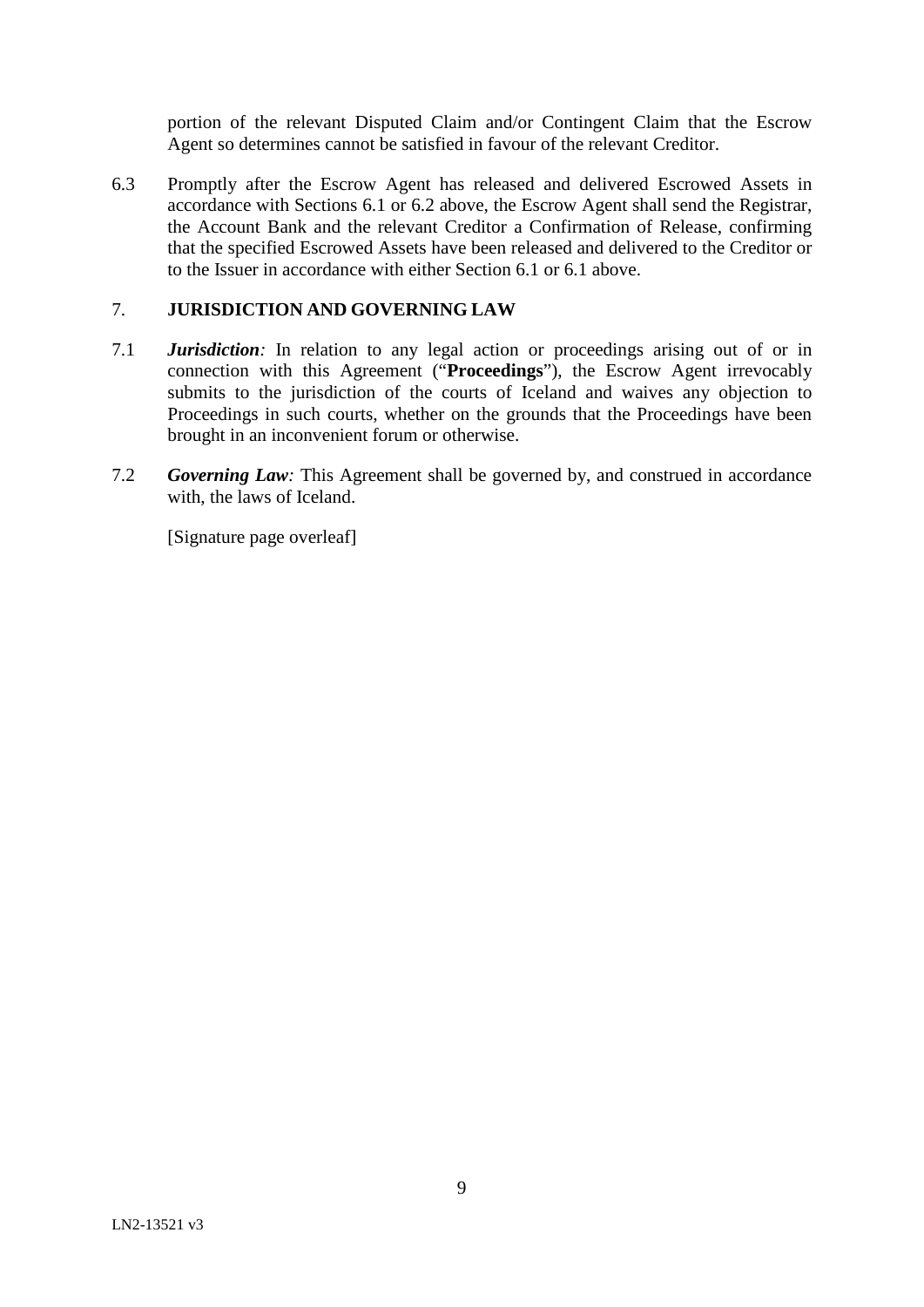portion of the relevant Disputed Claim and/or Contingent Claim that the Escrow Agent so determines cannot be satisfied in favour of the relevant Creditor.

6.3 Promptly after the Escrow Agent has released and delivered Escrowed Assets in accordance with Sections 6.1 or 6.2 above, the Escrow Agent shall send the Registrar, the Account Bank and the relevant Creditor a Confirmation of Release, confirming that the specified Escrowed Assets have been released and delivered to the Creditor or to the Issuer in accordance with either Section 6.1 or 6.1 above.

## 7. JURISDICTION AND GOVERNING LAW

7.1 ***Jurisdiction**:* In relation to any legal action or proceedings arising out of or in connection with this Agreement ("**Proceedings**"), the Escrow Agent irrevocably submits to the jurisdiction of the courts of Iceland and waives any objection to Proceedings in such courts, whether on the grounds that the Proceedings have been brought in an inconvenient forum or otherwise.

7.2 ***Governing Law**:* This Agreement shall be governed by, and construed in accordance with, the laws of Iceland.

[Signature page overleaf]

LN2-13521 v3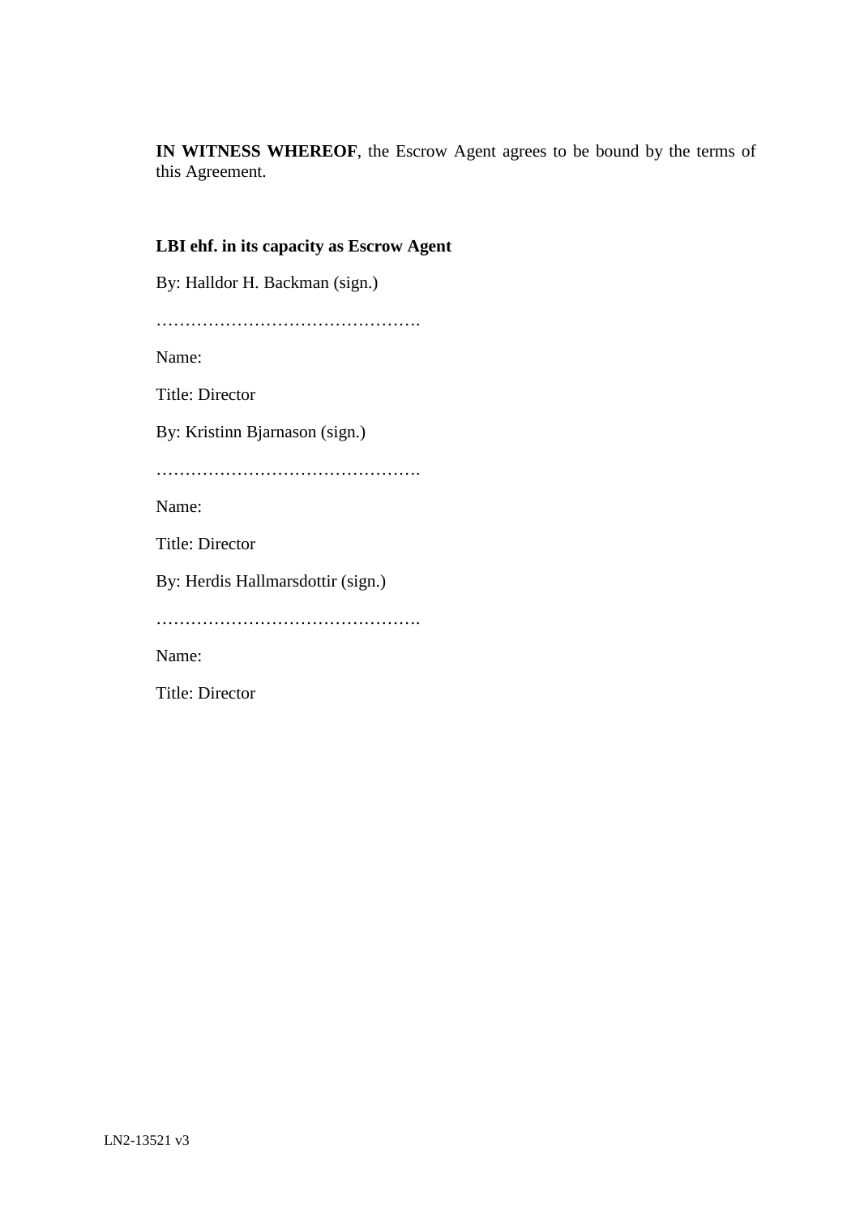**IN WITNESS WHEREOF**, the Escrow Agent agrees to be bound by the terms of this Agreement.

**LBI ehf. in its capacity as Escrow Agent**

By: Halldor H. Backman (sign.)

……………………………………….

Name:

Title: Director

By: Kristinn Bjarnason (sign.)

……………………………………….

Name:

Title: Director

By: Herdis Hallmarsdottir (sign.)

……………………………………….

Name:

Title: Director

LN2-13521 v3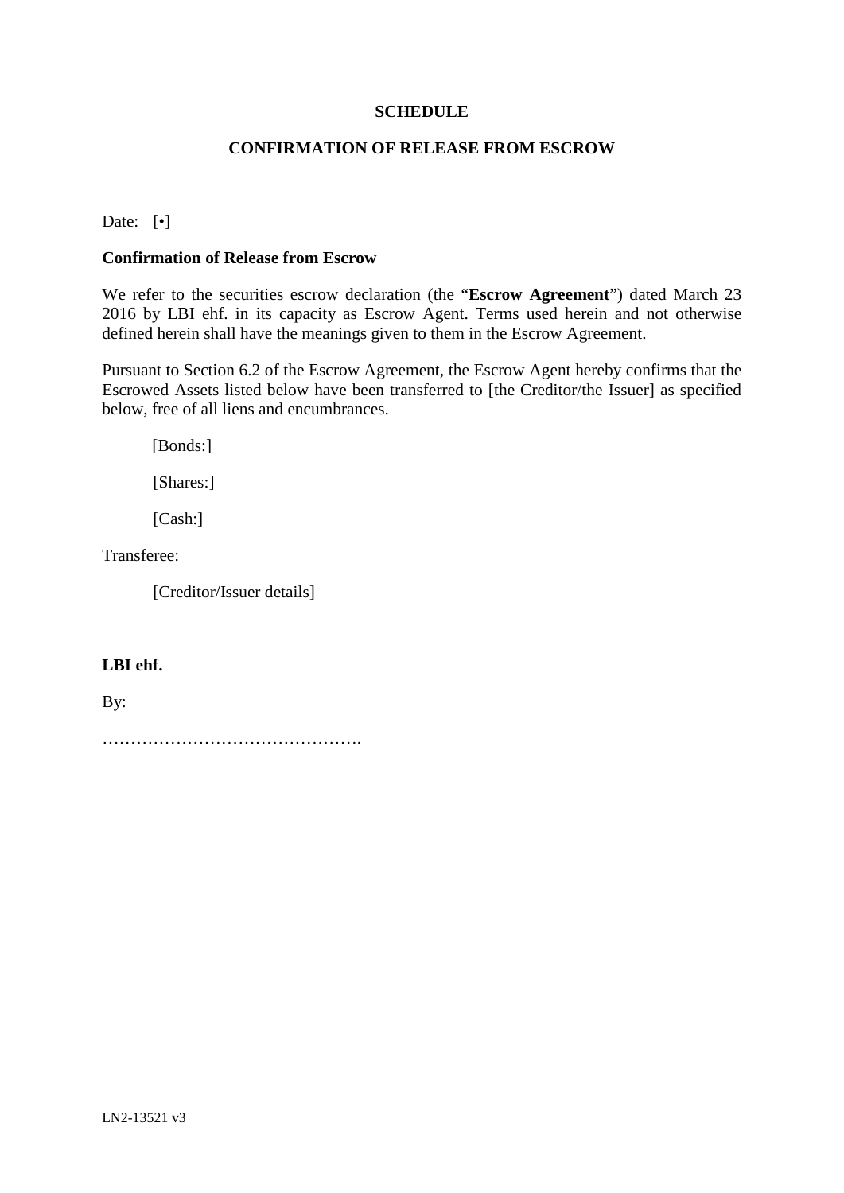**SCHEDULE**

**CONFIRMATION OF RELEASE FROM ESCROW**

Date: [•]

**Confirmation of Release from Escrow**

We refer to the securities escrow declaration (the "**Escrow Agreement**") dated March 23 2016 by LBI ehf. in its capacity as Escrow Agent. Terms used herein and not otherwise defined herein shall have the meanings given to them in the Escrow Agreement.

Pursuant to Section 6.2 of the Escrow Agreement, the Escrow Agent hereby confirms that the Escrowed Assets listed below have been transferred to [the Creditor/the Issuer] as specified below, free of all liens and encumbrances.

[Bonds:]

[Shares:]

[Cash:]

Transferee:

[Creditor/Issuer details]

**LBI ehf.**

By:

……………………………………….

LN2-13521 v3